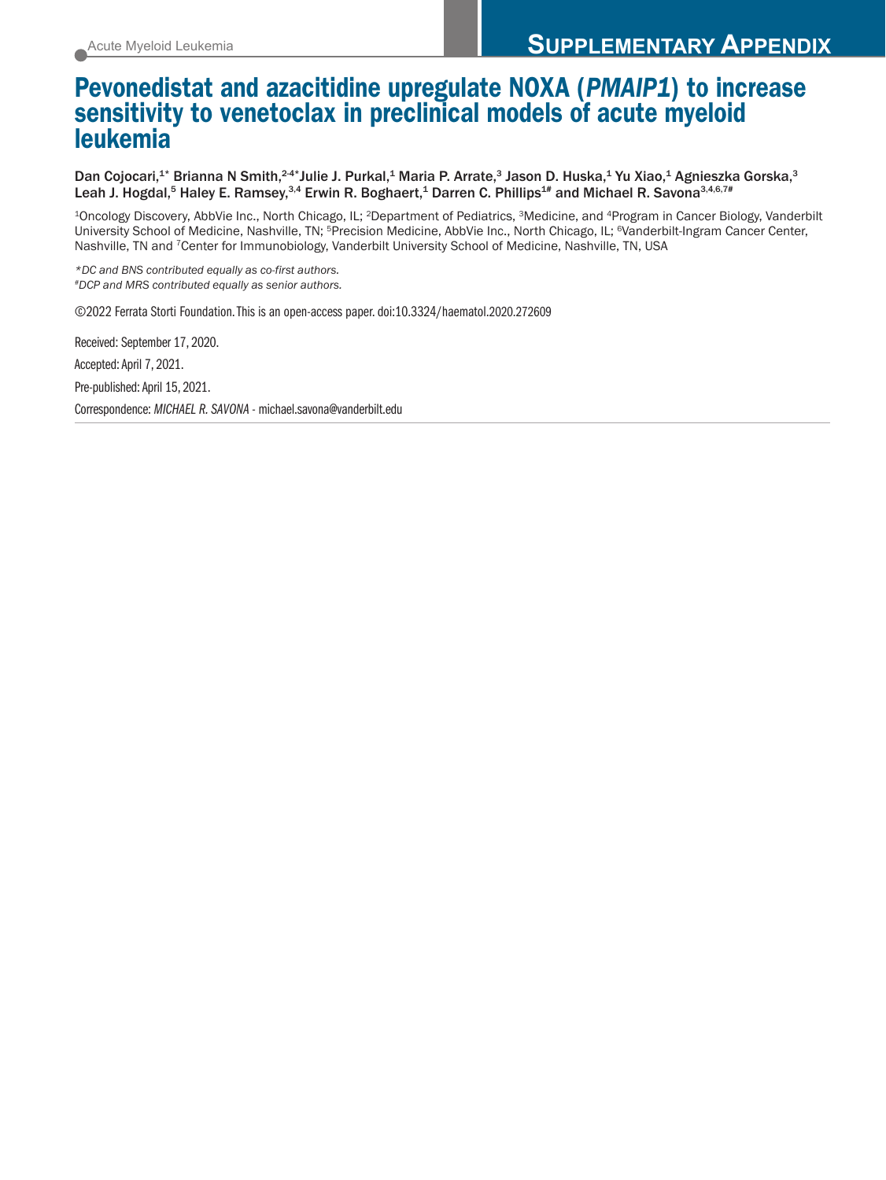# Pevonedistat and azacitidine upregulate NOXA (*PMAIP1*) to increase sensitivity to venetoclax in preclinical models of acute myeloid leukemia

Dan Cojocari,[1*] Brianna N Smith,[2-4*] Julie J. Purkal,[1] Maria P. Arrate,[3] Jason D. Huska,[1] Yu Xiao,[1] Agnieszka Gorska,[3] Leah J. Hogdal,[5] Haley E. Ramsey,[3,4] Erwin R. Boghaert,[1] Darren C. Phillips[1#] and Michael R. Savona[3,4,6,7#]

[1]Oncology Discovery, AbbVie Inc., North Chicago, IL; [2]Department of Pediatrics, [3]Medicine, and [4]Program in Cancer Biology, Vanderbilt University School of Medicine, Nashville, TN; [5]Precision Medicine, AbbVie Inc., North Chicago, IL; [6]Vanderbilt-Ingram Cancer Center, Nashville, TN and [7]Center for Immunobiology, Vanderbilt University School of Medicine, Nashville, TN, USA

*\*DC and BNS contributed equally as co-first authors.*
*#DCP and MRS contributed equally as senior authors.*

©2022 Ferrata Storti Foundation. This is an open-access paper. doi:10.3324/haematol.2020.272609

Received: September 17, 2020.

Accepted: April 7, 2021.

Pre-published: April 15, 2021.

Correspondence: *MICHAEL R. SAVONA* - michael.savona@vanderbilt.edu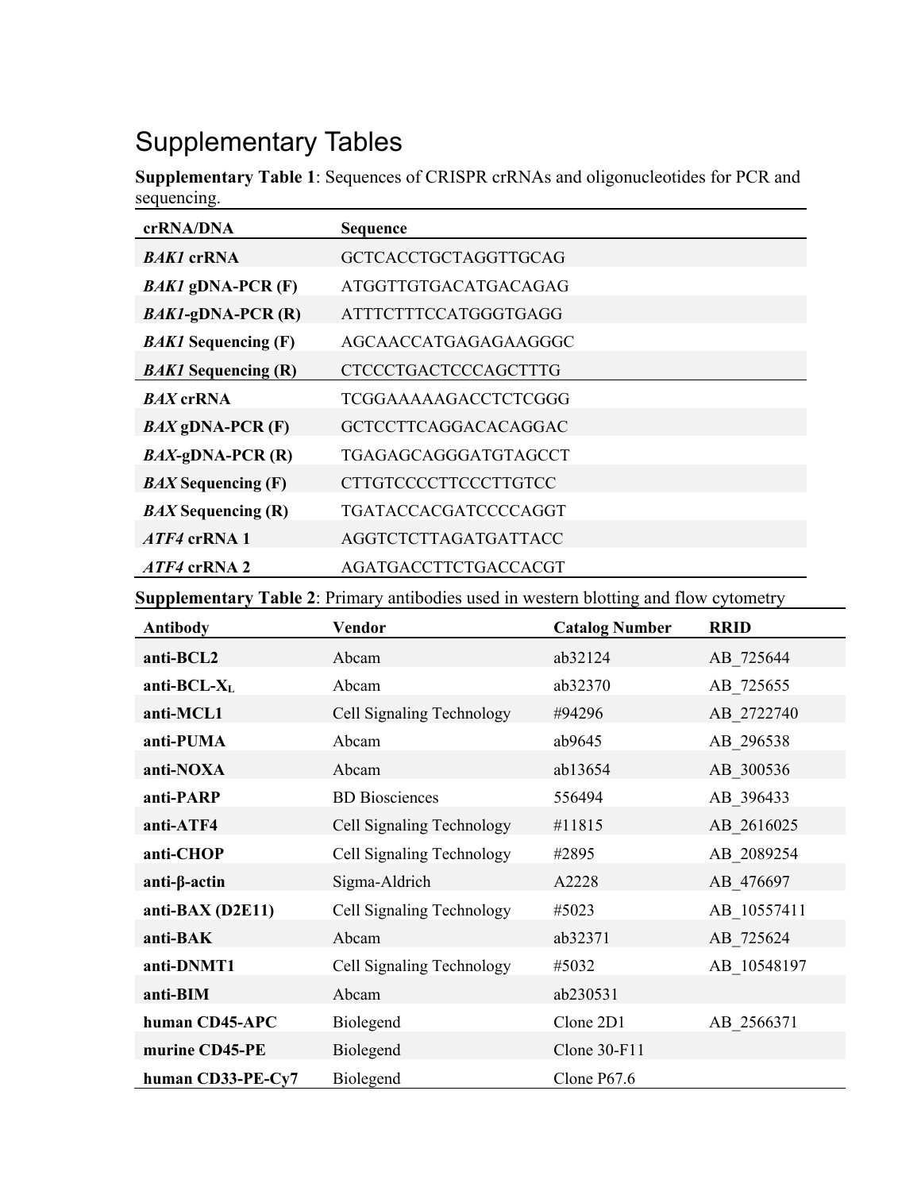# Supplementary Tables

**Supplementary Table 1**: Sequences of CRISPR crRNAs and oligonucleotides for PCR and sequencing.

| crRNA/DNA | Sequence |
|---|---|
| ***BAK1* crRNA** | GCTCACCTGCTAGGTTGCAG |
| ***BAK1* gDNA-PCR (F)** | ATGGTTGTGACATGACAGAG |
| ***BAK1*-gDNA-PCR (R)** | ATTTCTTTCCATGGGTGAGG |
| ***BAK1* Sequencing (F)** | AGCAACCATGAGAGAAGGGC |
| ***BAK1* Sequencing (R)** | CTCCCTGACTCCCAGCTTTG |
| ***BAX* crRNA** | TCGGAAAAAGACCTCTCGGG |
| ***BAX* gDNA-PCR (F)** | GCTCCTTCAGGACACAGGAC |
| ***BAX*-gDNA-PCR (R)** | TGAGAGCAGGGATGTAGCCT |
| ***BAX* Sequencing (F)** | CTTGTCCCCTTCCCTTGTCC |
| ***BAX* Sequencing (R)** | TGATACCACGATCCCCAGGT |
| ***ATF4* crRNA 1** | AGGTCTCTTAGATGATTACC |
| ***ATF4* crRNA 2** | AGATGACCTTCTGACCACGT |

**Supplementary Table 2**: Primary antibodies used in western blotting and flow cytometry

| Antibody | Vendor | Catalog Number | RRID |
|---|---|---|---|
| **anti-BCL2** | Abcam | ab32124 | AB_725644 |
| **anti-BCL-$X_L$** | Abcam | ab32370 | AB_725655 |
| **anti-MCL1** | Cell Signaling Technology | #94296 | AB_2722740 |
| **anti-PUMA** | Abcam | ab9645 | AB_296538 |
| **anti-NOXA** | Abcam | ab13654 | AB_300536 |
| **anti-PARP** | BD Biosciences | 556494 | AB_396433 |
| **anti-ATF4** | Cell Signaling Technology | #11815 | AB_2616025 |
| **anti-CHOP** | Cell Signaling Technology | #2895 | AB_2089254 |
| **anti-β-actin** | Sigma-Aldrich | A2228 | AB_476697 |
| **anti-BAX (D2E11)** | Cell Signaling Technology | #5023 | AB_10557411 |
| **anti-BAK** | Abcam | ab32371 | AB_725624 |
| **anti-DNMT1** | Cell Signaling Technology | #5032 | AB_10548197 |
| **anti-BIM** | Abcam | ab230531 | |
| **human CD45-APC** | Biolegend | Clone 2D1 | AB_2566371 |
| **murine CD45-PE** | Biolegend | Clone 30-F11 | |
| **human CD33-PE-Cy7** | Biolegend | Clone P67.6 | |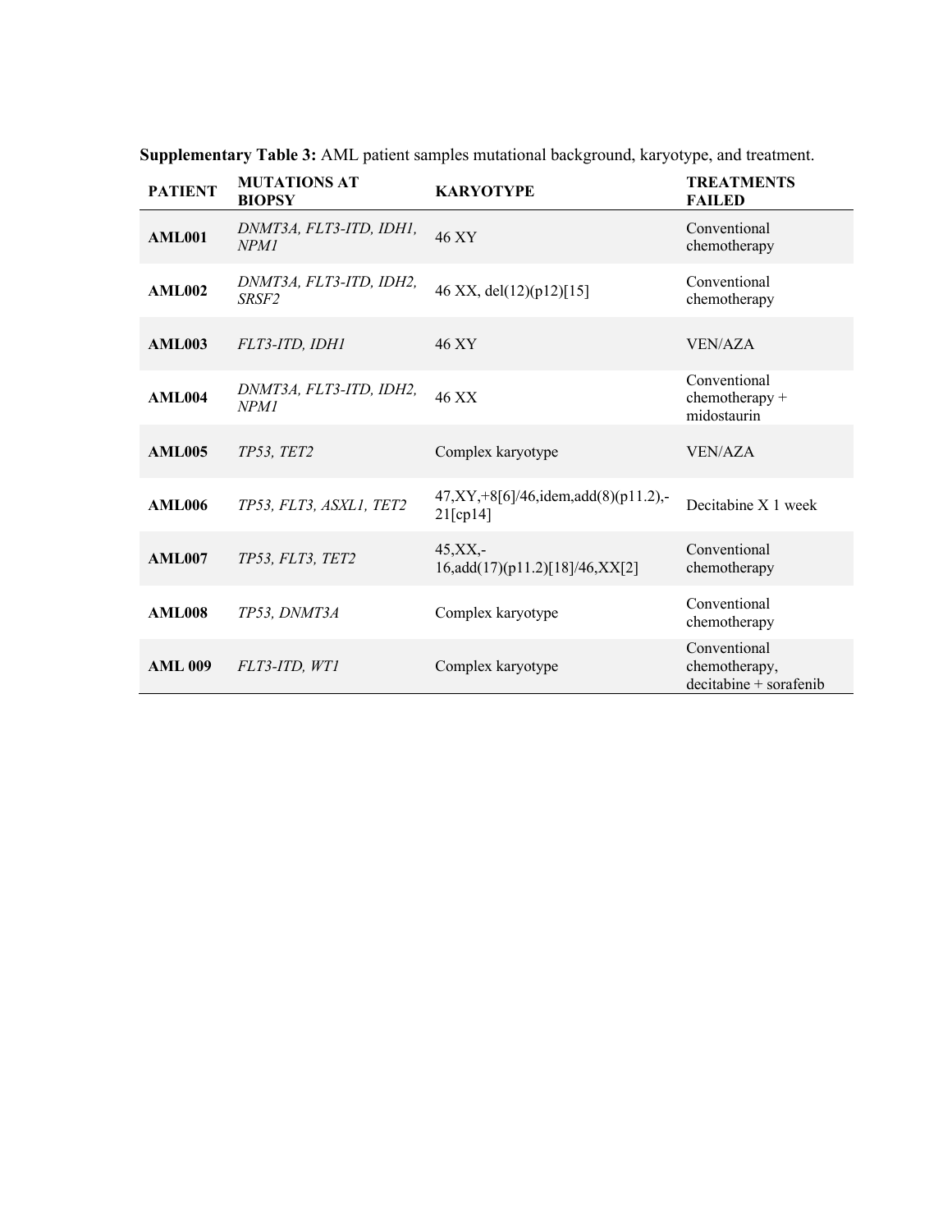**Supplementary Table 3:** AML patient samples mutational background, karyotype, and treatment.

| PATIENT | MUTATIONS AT BIOPSY | KARYOTYPE | TREATMENTS FAILED |
|---|---|---|---|
| **AML001** | *DNMT3A, FLT3-ITD, IDH1, NPM1* | 46 XY | Conventional chemotherapy |
| **AML002** | *DNMT3A, FLT3-ITD, IDH2, SRSF2* | 46 XX, del(12)(p12)[15] | Conventional chemotherapy |
| **AML003** | *FLT3-ITD, IDH1* | 46 XY | VEN/AZA |
| **AML004** | *DNMT3A, FLT3-ITD, IDH2, NPM1* | 46 XX | Conventional chemotherapy + midostaurin |
| **AML005** | *TP53, TET2* | Complex karyotype | VEN/AZA |
| **AML006** | *TP53, FLT3, ASXL1, TET2* | 47,XY,+8[6]/46,idem,add(8)(p11.2),-21[cp14] | Decitabine X 1 week |
| **AML007** | *TP53, FLT3, TET2* | 45,XX,-16,add(17)(p11.2)[18]/46,XX[2] | Conventional chemotherapy |
| **AML008** | *TP53, DNMT3A* | Complex karyotype | Conventional chemotherapy |
| **AML 009** | *FLT3-ITD, WT1* | Complex karyotype | Conventional chemotherapy, decitabine + sorafenib |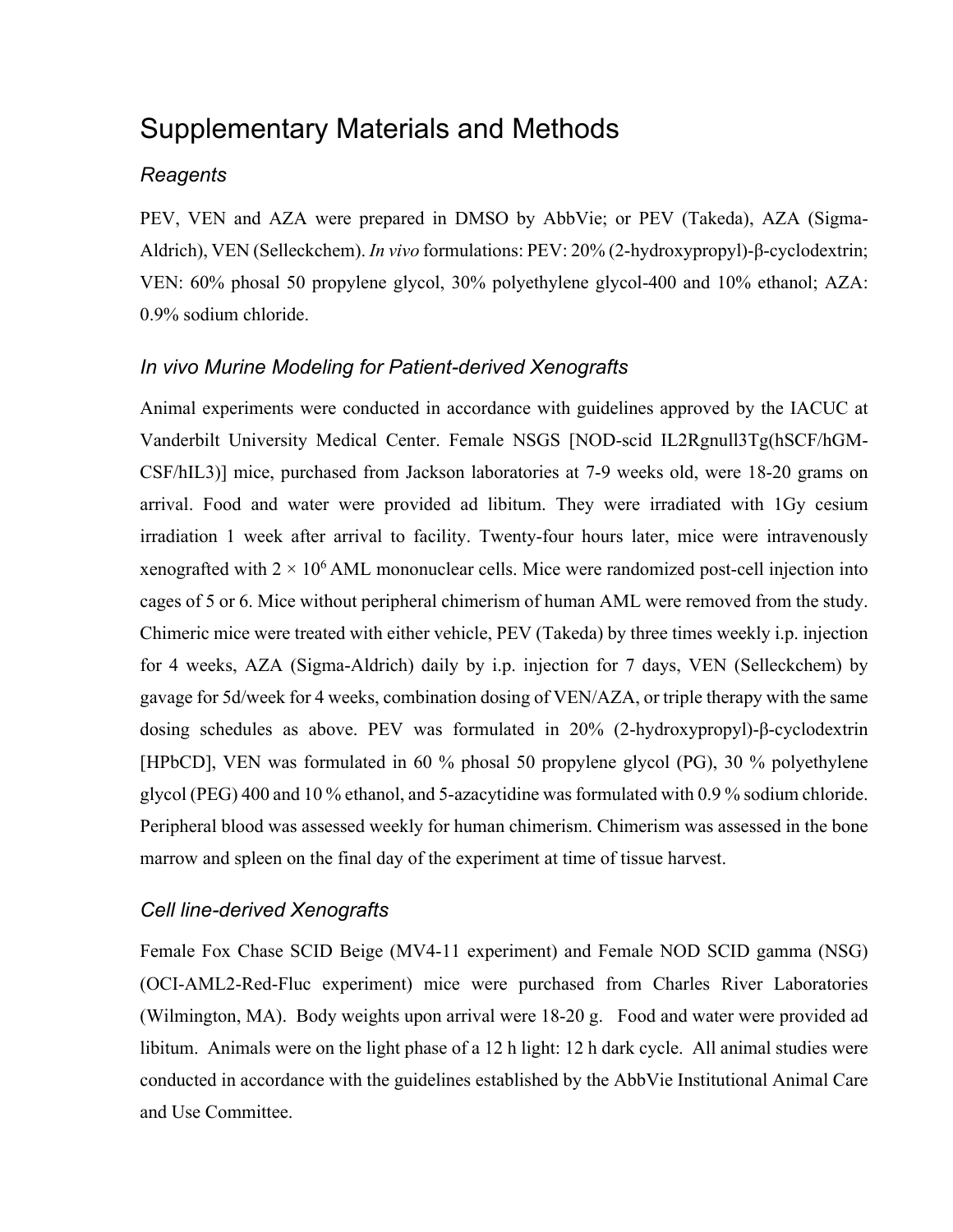# Supplementary Materials and Methods

## *Reagents*

PEV, VEN and AZA were prepared in DMSO by AbbVie; or PEV (Takeda), AZA (Sigma-Aldrich), VEN (Selleckchem). *In vivo* formulations: PEV: 20% (2-hydroxypropyl)-β-cyclodextrin; VEN: 60% phosal 50 propylene glycol, 30% polyethylene glycol-400 and 10% ethanol; AZA: 0.9% sodium chloride.

## *In vivo Murine Modeling for Patient-derived Xenografts*

Animal experiments were conducted in accordance with guidelines approved by the IACUC at Vanderbilt University Medical Center. Female NSGS [NOD-scid IL2Rgnull3Tg(hSCF/hGM-CSF/hIL3)] mice, purchased from Jackson laboratories at 7-9 weeks old, were 18-20 grams on arrival. Food and water were provided ad libitum. They were irradiated with 1Gy cesium irradiation 1 week after arrival to facility. Twenty-four hours later, mice were intravenously xenografted with $2 \times 10^6$ AML mononuclear cells. Mice were randomized post-cell injection into cages of 5 or 6. Mice without peripheral chimerism of human AML were removed from the study. Chimeric mice were treated with either vehicle, PEV (Takeda) by three times weekly i.p. injection for 4 weeks, AZA (Sigma-Aldrich) daily by i.p. injection for 7 days, VEN (Selleckchem) by gavage for 5d/week for 4 weeks, combination dosing of VEN/AZA, or triple therapy with the same dosing schedules as above. PEV was formulated in 20% (2-hydroxypropyl)-β-cyclodextrin [HPbCD], VEN was formulated in 60 % phosal 50 propylene glycol (PG), 30 % polyethylene glycol (PEG) 400 and 10 % ethanol, and 5-azacytidine was formulated with 0.9 % sodium chloride. Peripheral blood was assessed weekly for human chimerism. Chimerism was assessed in the bone marrow and spleen on the final day of the experiment at time of tissue harvest.

## *Cell line-derived Xenografts*

Female Fox Chase SCID Beige (MV4-11 experiment) and Female NOD SCID gamma (NSG) (OCI-AML2-Red-Fluc experiment) mice were purchased from Charles River Laboratories (Wilmington, MA). Body weights upon arrival were 18-20 g. Food and water were provided ad libitum. Animals were on the light phase of a 12 h light: 12 h dark cycle. All animal studies were conducted in accordance with the guidelines established by the AbbVie Institutional Animal Care and Use Committee.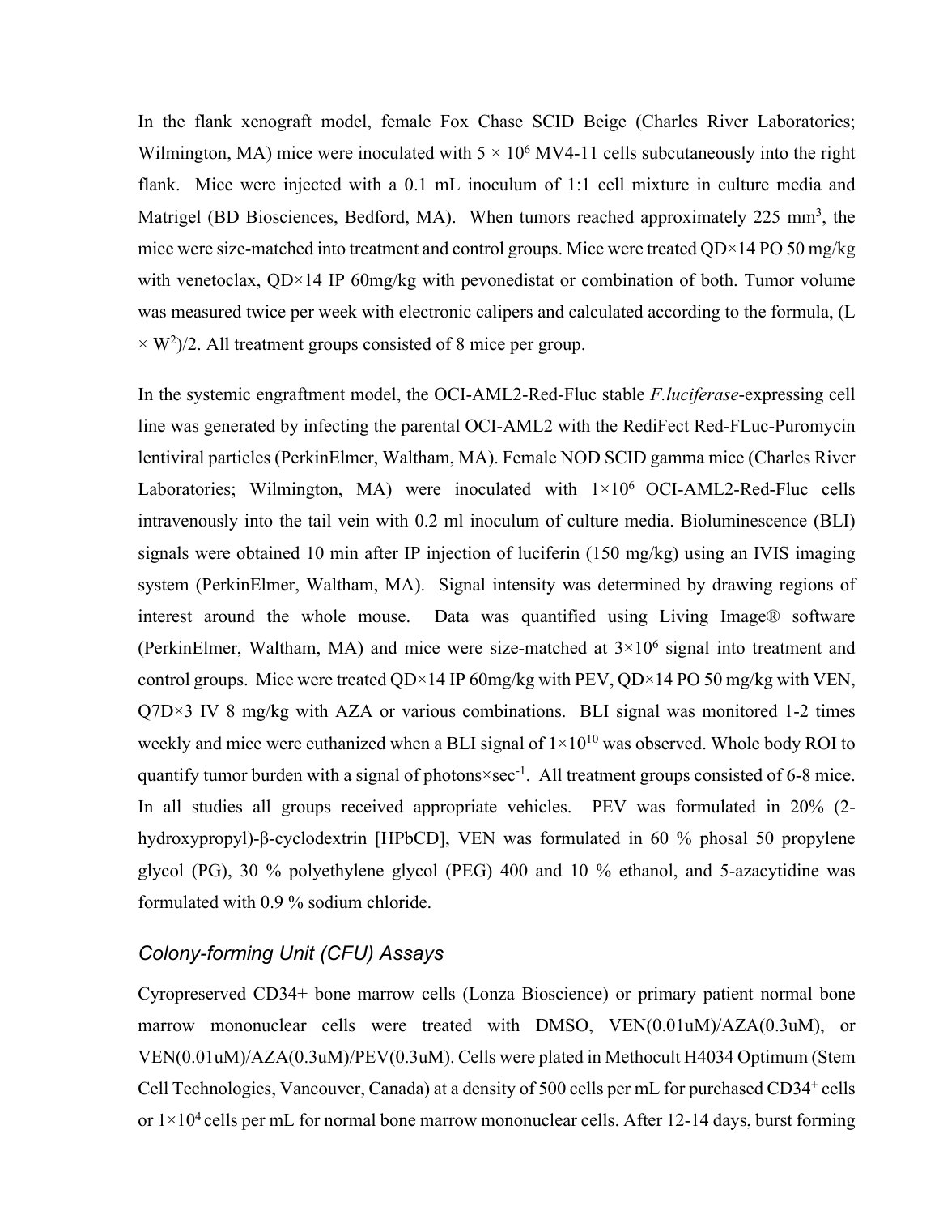In the flank xenograft model, female Fox Chase SCID Beige (Charles River Laboratories; Wilmington, MA) mice were inoculated with $5 \times 10^6$ MV4-11 cells subcutaneously into the right flank. Mice were injected with a 0.1 mL inoculum of 1:1 cell mixture in culture media and Matrigel (BD Biosciences, Bedford, MA). When tumors reached approximately 225 $mm^3$, the mice were size-matched into treatment and control groups. Mice were treated QD×14 PO 50 mg/kg with venetoclax, QD×14 IP 60mg/kg with pevonedistat or combination of both. Tumor volume was measured twice per week with electronic calipers and calculated according to the formula, $(L \times W^2)/2$. All treatment groups consisted of 8 mice per group.

In the systemic engraftment model, the OCI-AML2-Red-Fluc stable *F.luciferase*-expressing cell line was generated by infecting the parental OCI-AML2 with the RediFect Red-FLuc-Puromycin lentiviral particles (PerkinElmer, Waltham, MA). Female NOD SCID gamma mice (Charles River Laboratories; Wilmington, MA) were inoculated with $1\times10^6$ OCI-AML2-Red-Fluc cells intravenously into the tail vein with 0.2 ml inoculum of culture media. Bioluminescence (BLI) signals were obtained 10 min after IP injection of luciferin (150 mg/kg) using an IVIS imaging system (PerkinElmer, Waltham, MA). Signal intensity was determined by drawing regions of interest around the whole mouse. Data was quantified using Living Image® software (PerkinElmer, Waltham, MA) and mice were size-matched at $3\times10^6$ signal into treatment and control groups. Mice were treated QD×14 IP 60mg/kg with PEV, QD×14 PO 50 mg/kg with VEN, Q7D×3 IV 8 mg/kg with AZA or various combinations. BLI signal was monitored 1-2 times weekly and mice were euthanized when a BLI signal of $1\times10^{10}$ was observed. Whole body ROI to quantify tumor burden with a signal of photons×$sec^{-1}$. All treatment groups consisted of 6-8 mice. In all studies all groups received appropriate vehicles. PEV was formulated in 20% (2-hydroxypropyl)-β-cyclodextrin [HPbCD], VEN was formulated in 60 % phosal 50 propylene glycol (PG), 30 % polyethylene glycol (PEG) 400 and 10 % ethanol, and 5-azacytidine was formulated with 0.9 % sodium chloride.

### *Colony-forming Unit (CFU) Assays*

Cyropreserved CD34+ bone marrow cells (Lonza Bioscience) or primary patient normal bone marrow mononuclear cells were treated with DMSO, VEN(0.01uM)/AZA(0.3uM), or VEN(0.01uM)/AZA(0.3uM)/PEV(0.3uM). Cells were plated in Methocult H4034 Optimum (Stem Cell Technologies, Vancouver, Canada) at a density of 500 cells per mL for purchased $CD34^+$ cells or $1\times10^4$ cells per mL for normal bone marrow mononuclear cells. After 12-14 days, burst forming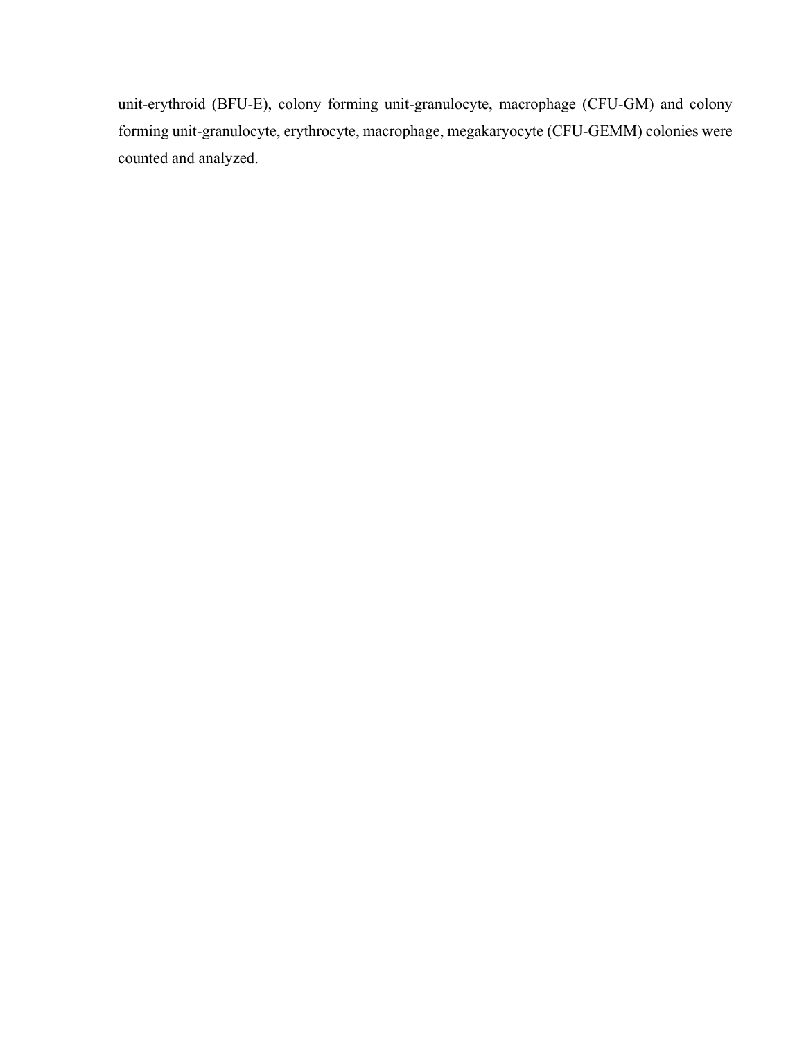unit-erythroid (BFU-E), colony forming unit-granulocyte, macrophage (CFU-GM) and colony forming unit-granulocyte, erythrocyte, macrophage, megakaryocyte (CFU-GEMM) colonies were counted and analyzed.